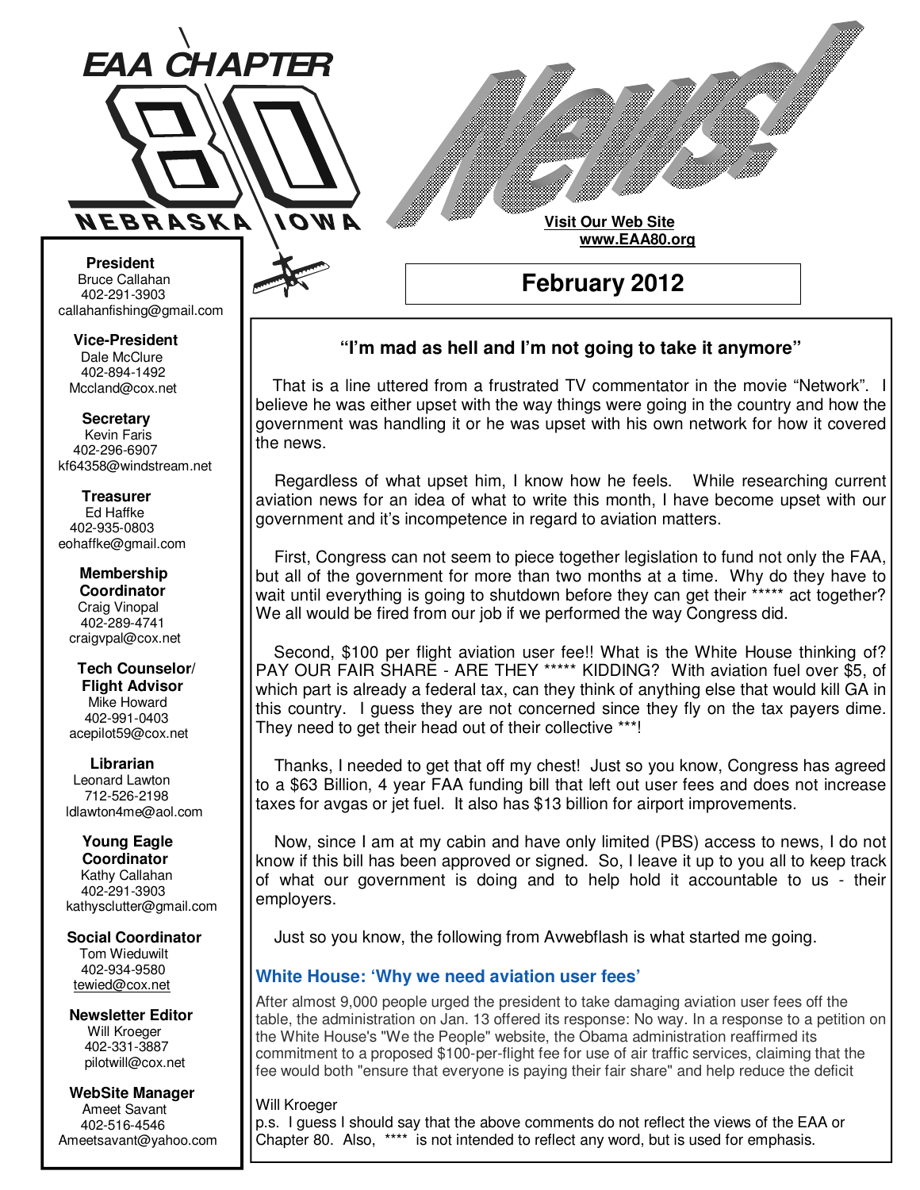# EAA CHAPTER 80

NEBRASKA IOWA

# News!

**Visit Our Web Site**
**www.EAA80.org**

## February 2012

**President**
Bruce Callahan
402-291-3903
callahanfishing@gmail.com

**Vice-President**
Dale McClure
402-894-1492
Mccland@cox.net

**Secretary**
Kevin Faris
402-296-6907
kf64358@windstream.net

**Treasurer**
Ed Haffke
402-935-0803
eohaffke@gmail.com

**Membership Coordinator**
Craig Vinopal
402-289-4741
craigvpal@cox.net

**Tech Counselor/ Flight Advisor**
Mike Howard
402-991-0403
acepilot59@cox.net

**Librarian**
Leonard Lawton
712-526-2198
ldlawton4me@aol.com

**Young Eagle Coordinator**
Kathy Callahan
402-291-3903
kathysclutter@gmail.com

**Social Coordinator**
Tom Wieduwilt
402-934-9580
tewied@cox.net

**Newsletter Editor**
Will Kroeger
402-331-3887
pilotwill@cox.net

**WebSite Manager**
Ameet Savant
402-516-4546
Ameetsavant@yahoo.com

### "I'm mad as hell and I'm not going to take it anymore"

That is a line uttered from a frustrated TV commentator in the movie "Network". I believe he was either upset with the way things were going in the country and how the government was handling it or he was upset with his own network for how it covered the news.

Regardless of what upset him, I know how he feels. While researching current aviation news for an idea of what to write this month, I have become upset with our government and it's incompetence in regard to aviation matters.

First, Congress can not seem to piece together legislation to fund not only the FAA, but all of the government for more than two months at a time. Why do they have to wait until everything is going to shutdown before they can get their ***** act together? We all would be fired from our job if we performed the way Congress did.

Second, $100 per flight aviation user fee!! What is the White House thinking of? PAY OUR FAIR SHARE - ARE THEY ***** KIDDING? With aviation fuel over $5, of which part is already a federal tax, can they think of anything else that would kill GA in this country. I guess they are not concerned since they fly on the tax payers dime. They need to get their head out of their collective ***!

Thanks, I needed to get that off my chest! Just so you know, Congress has agreed to a $63 Billion, 4 year FAA funding bill that left out user fees and does not increase taxes for avgas or jet fuel. It also has $13 billion for airport improvements.

Now, since I am at my cabin and have only limited (PBS) access to news, I do not know if this bill has been approved or signed. So, I leave it up to you all to keep track of what our government is doing and to help hold it accountable to us - their employers.

Just so you know, the following from Avwebflash is what started me going.

### White House: 'Why we need aviation user fees'

After almost 9,000 people urged the president to take damaging aviation user fees off the table, the administration on Jan. 13 offered its response: No way. In a response to a petition on the White House's "We the People" website, the Obama administration reaffirmed its commitment to a proposed $100-per-flight fee for use of air traffic services, claiming that the fee would both "ensure that everyone is paying their fair share" and help reduce the deficit

Will Kroeger
p.s. I guess I should say that the above comments do not reflect the views of the EAA or Chapter 80. Also, **** is not intended to reflect any word, but is used for emphasis.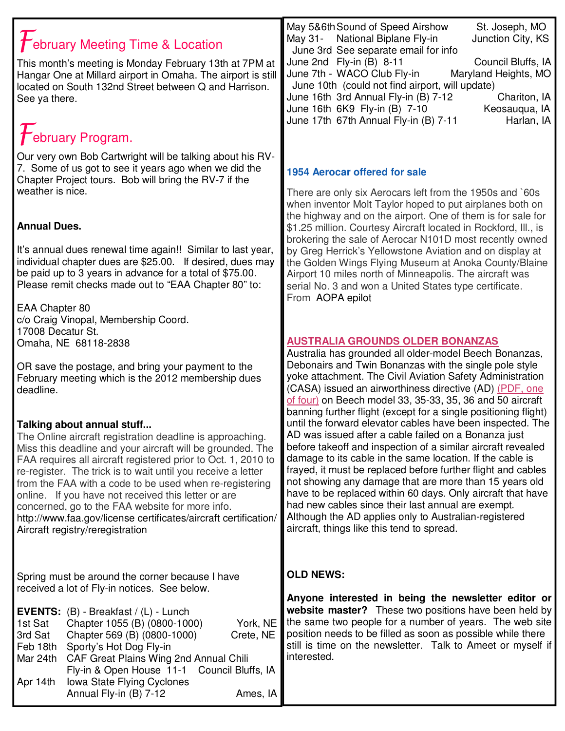## February Meeting Time & Location

This month's meeting is Monday February 13th at 7PM at Hangar One at Millard airport in Omaha. The airport is still located on South 132nd Street between Q and Harrison. See ya there.

## February Program.

Our very own Bob Cartwright will be talking about his RV-7. Some of us got to see it years ago when we did the Chapter Project tours. Bob will bring the RV-7 if the weather is nice.

**Annual Dues.**

It's annual dues renewal time again!! Similar to last year, individual chapter dues are $25.00. If desired, dues may be paid up to 3 years in advance for a total of $75.00. Please remit checks made out to "EAA Chapter 80" to:

EAA Chapter 80
c/o Craig Vinopal, Membership Coord.
17008 Decatur St.
Omaha, NE 68118-2838

OR save the postage, and bring your payment to the February meeting which is the 2012 membership dues deadline.

**Talking about annual stuff...**

The Online aircraft registration deadline is approaching. Miss this deadline and your aircraft will be grounded. The FAA requires all aircraft registered prior to Oct. 1, 2010 to re-register. The trick is to wait until you receive a letter from the FAA with a code to be used when re-registering online. If you have not received this letter or are concerned, go to the FAA website for more info.
http://www.faa.gov/license certificates/aircraft certification/ Aircraft registry/reregistration

Spring must be around the corner because I have received a lot of Fly-in notices. See below.

**EVENTS:** (B) - Breakfast / (L) - Lunch

| Date | Event | Location |
|---|---|---|
| 1st Sat | Chapter 1055 (B) (0800-1000) | York, NE |
| 3rd Sat | Chapter 569 (B) (0800-1000) | Crete, NE |
| Feb 18th | Sporty's Hot Dog Fly-in | |
| Mar 24th | CAF Great Plains Wing 2nd Annual Chili Fly-in & Open House 11-1 | Council Bluffs, IA |
| Apr 14th | Iowa State Flying Cyclones Annual Fly-in (B) 7-12 | Ames, IA |
| May 5&6th | Sound of Speed Airshow | St. Joseph, MO |
| May 31- June 3rd | National Biplane Fly-in See separate email for info | Junction City, KS |
| June 2nd | Fly-in (B) 8-11 | Council Bluffs, IA |
| June 7th - June 10th | WACO Club Fly-in (could not find airport, will update) | Maryland Heights, MO |
| June 16th | 3rd Annual Fly-in (B) 7-12 | Chariton, IA |
| June 16th | 6K9 Fly-in (B) 7-10 | Keosauqua, IA |
| June 17th | 67th Annual Fly-in (B) 7-11 | Harlan, IA |

### 1954 Aerocar offered for sale

There are only six Aerocars left from the 1950s and `60s when inventor Molt Taylor hoped to put airplanes both on the highway and on the airport. One of them is for sale for $1.25 million. Courtesy Aircraft located in Rockford, Ill., is brokering the sale of Aerocar N101D most recently owned by Greg Herrick's Yellowstone Aviation and on display at the Golden Wings Flying Museum at Anoka County/Blaine Airport 10 miles north of Minneapolis. The aircraft was serial No. 3 and won a United States type certificate.
From AOPA epilot

### AUSTRALIA GROUNDS OLDER BONANZAS

Australia has grounded all older-model Beech Bonanzas, Debonairs and Twin Bonanzas with the single pole style yoke attachment. The Civil Aviation Safety Administration (CASA) issued an airworthiness directive (AD) (PDF, one of four) on Beech model 33, 35-33, 35, 36 and 50 aircraft banning further flight (except for a single positioning flight) until the forward elevator cables have been inspected. The AD was issued after a cable failed on a Bonanza just before takeoff and inspection of a similar aircraft revealed damage to its cable in the same location. If the cable is frayed, it must be replaced before further flight and cables not showing any damage that are more than 15 years old have to be replaced within 60 days. Only aircraft that have had new cables since their last annual are exempt. Although the AD applies only to Australian-registered aircraft, things like this tend to spread.

**OLD NEWS:**

**Anyone interested in being the newsletter editor or website master?** These two positions have been held by the same two people for a number of years. The web site position needs to be filled as soon as possible while there still is time on the newsletter. Talk to Ameet or myself if interested.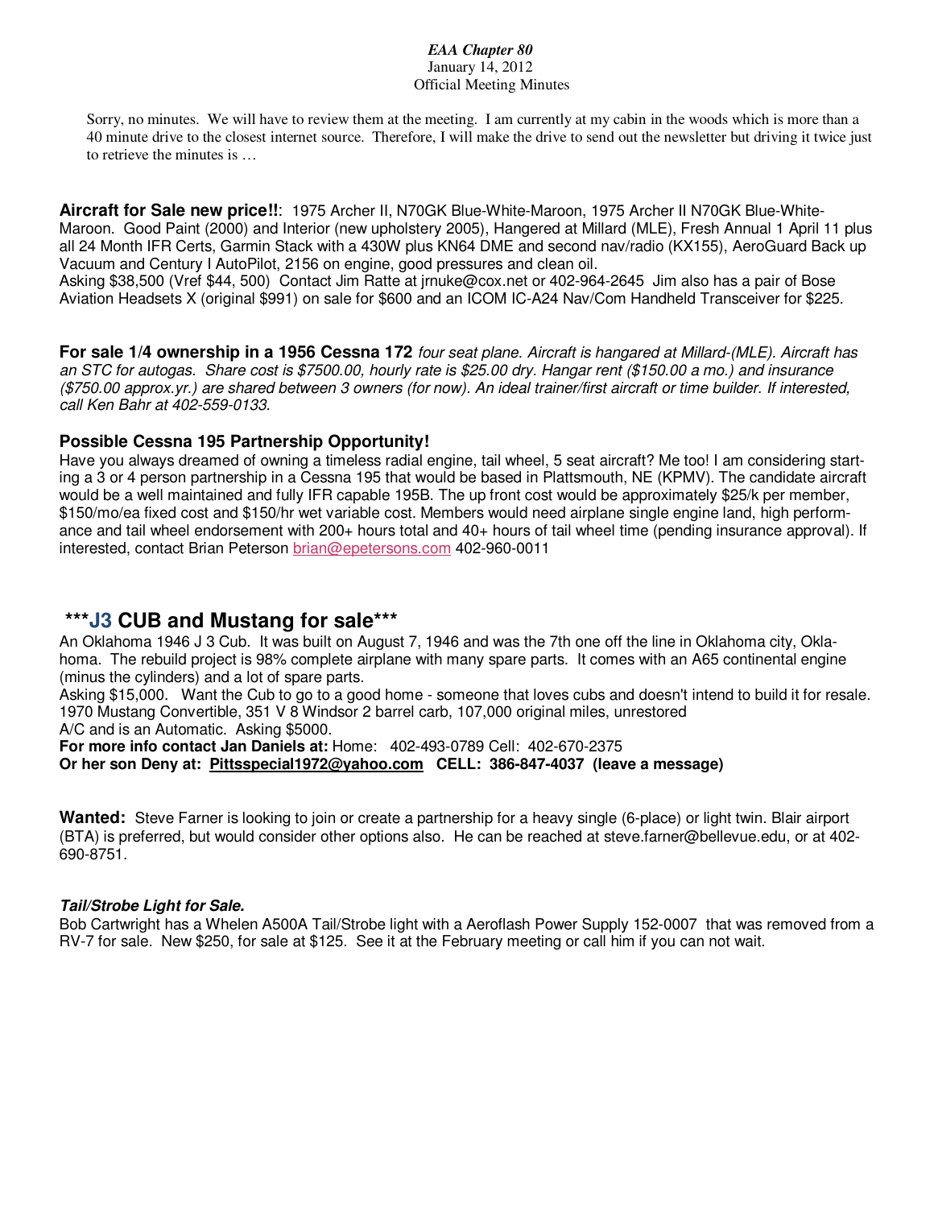*EAA Chapter 80*
January 14, 2012
Official Meeting Minutes

Sorry, no minutes. We will have to review them at the meeting. I am currently at my cabin in the woods which is more than a 40 minute drive to the closest internet source. Therefore, I will make the drive to send out the newsletter but driving it twice just to retrieve the minutes is …

**Aircraft for Sale new price!!**: 1975 Archer II, N70GK Blue-White-Maroon, 1975 Archer II N70GK Blue-White-Maroon. Good Paint (2000) and Interior (new upholstery 2005), Hangered at Millard (MLE), Fresh Annual 1 April 11 plus all 24 Month IFR Certs, Garmin Stack with a 430W plus KN64 DME and second nav/radio (KX155), AeroGuard Back up Vacuum and Century I AutoPilot, 2156 on engine, good pressures and clean oil.
Asking $38,500 (Vref $44, 500) Contact Jim Ratte at jrnuke@cox.net or 402-964-2645 Jim also has a pair of Bose Aviation Headsets X (original $991) on sale for $600 and an ICOM IC-A24 Nav/Com Handheld Transceiver for $225.

**For sale 1/4 ownership in a 1956 Cessna 172** *four seat plane. Aircraft is hangared at Millard-(MLE). Aircraft has an STC for autogas. Share cost is $7500.00, hourly rate is $25.00 dry. Hangar rent ($150.00 a mo.) and insurance ($750.00 approx.yr.) are shared between 3 owners (for now). An ideal trainer/first aircraft or time builder. If interested, call Ken Bahr at 402-559-0133.*

### Possible Cessna 195 Partnership Opportunity!

Have you always dreamed of owning a timeless radial engine, tail wheel, 5 seat aircraft? Me too! I am considering starting a 3 or 4 person partnership in a Cessna 195 that would be based in Plattsmouth, NE (KPMV). The candidate aircraft would be a well maintained and fully IFR capable 195B. The up front cost would be approximately $25/k per member, $150/mo/ea fixed cost and $150/hr wet variable cost. Members would need airplane single engine land, high performance and tail wheel endorsement with 200+ hours total and 40+ hours of tail wheel time (pending insurance approval). If interested, contact Brian Peterson brian@epetersons.com 402-960-0011

## ***J3 CUB and Mustang for sale***

An Oklahoma 1946 J 3 Cub. It was built on August 7, 1946 and was the 7th one off the line in Oklahoma city, Oklahoma. The rebuild project is 98% complete airplane with many spare parts. It comes with an A65 continental engine (minus the cylinders) and a lot of spare parts.
Asking $15,000. Want the Cub to go to a good home - someone that loves cubs and doesn't intend to build it for resale.
1970 Mustang Convertible, 351 V 8 Windsor 2 barrel carb, 107,000 original miles, unrestored
A/C and is an Automatic. Asking $5000.
**For more info contact Jan Daniels at:** Home: 402-493-0789 Cell: 402-670-2375
**Or her son Deny at: Pittsspecial1972@yahoo.com CELL: 386-847-4037 (leave a message)**

**Wanted:** Steve Farner is looking to join or create a partnership for a heavy single (6-place) or light twin. Blair airport (BTA) is preferred, but would consider other options also. He can be reached at steve.farner@bellevue.edu, or at 402-690-8751.

***Tail/Strobe Light for Sale.***
Bob Cartwright has a Whelen A500A Tail/Strobe light with a Aeroflash Power Supply 152-0007 that was removed from a RV-7 for sale. New $250, for sale at $125. See it at the February meeting or call him if you can not wait.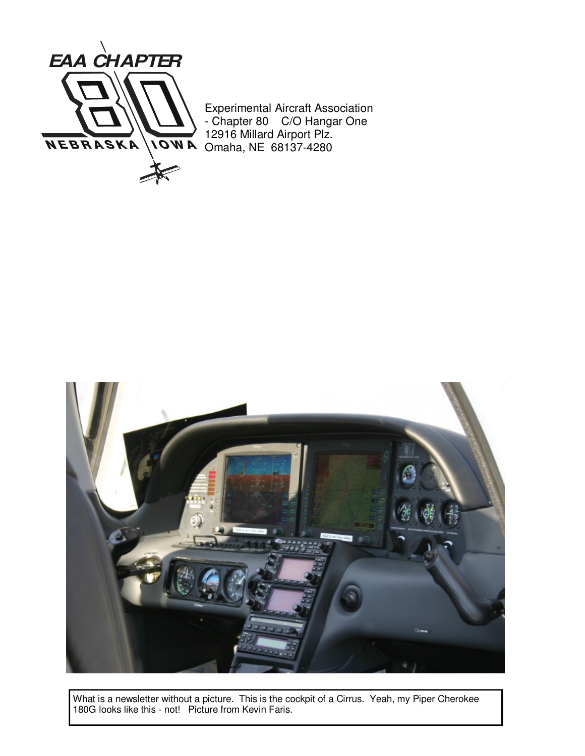Experimental Aircraft Association
- Chapter 80    C/O Hangar One
12916 Millard Airport Plz.
Omaha, NE  68137-4280

What is a newsletter without a picture.  This is the cockpit of a Cirrus.  Yeah, my Piper Cherokee 180G looks like this - not!   Picture from Kevin Faris.